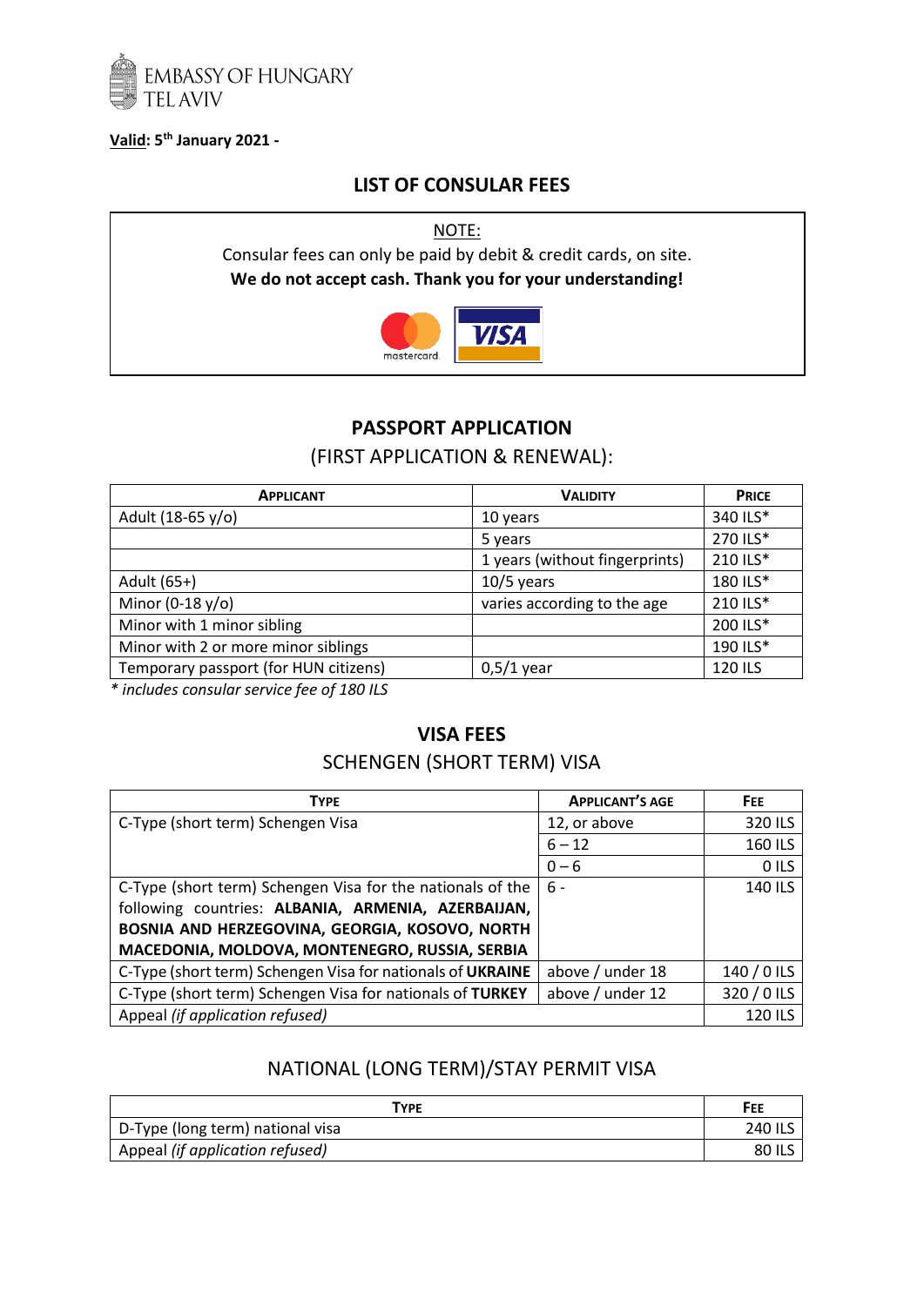EMBASSY OF HUNGARY
TEL AVIV

**Valid: 5th January 2021 -**

## LIST OF CONSULAR FEES

NOTE:

Consular fees can only be paid by debit & credit cards, on site.

**We do not accept cash. Thank you for your understanding!**

## PASSPORT APPLICATION

### (FIRST APPLICATION & RENEWAL):

| APPLICANT | VALIDITY | PRICE |
|---|---|---|
| Adult (18-65 y/o) | 10 years | 340 ILS* |
| | 5 years | 270 ILS* |
| | 1 years (without fingerprints) | 210 ILS* |
| Adult (65+) | 10/5 years | 180 ILS* |
| Minor (0-18 y/o) | varies according to the age | 210 ILS* |
| Minor with 1 minor sibling | | 200 ILS* |
| Minor with 2 or more minor siblings | | 190 ILS* |
| Temporary passport (for HUN citizens) | 0,5/1 year | 120 ILS |

*\* includes consular service fee of 180 ILS*

## VISA FEES

### SCHENGEN (SHORT TERM) VISA

| TYPE | APPLICANT'S AGE | FEE |
|---|---|---|
| C-Type (short term) Schengen Visa | 12, or above | 320 ILS |
| | 6 – 12 | 160 ILS |
| | 0 – 6 | 0 ILS |
| C-Type (short term) Schengen Visa for the nationals of the following countries: **ALBANIA, ARMENIA, AZERBAIJAN, BOSNIA AND HERZEGOVINA, GEORGIA, KOSOVO, NORTH MACEDONIA, MOLDOVA, MONTENEGRO, RUSSIA, SERBIA** | 6 - | 140 ILS |
| C-Type (short term) Schengen Visa for nationals of **UKRAINE** | above / under 18 | 140 / 0 ILS |
| C-Type (short term) Schengen Visa for nationals of **TURKEY** | above / under 12 | 320 / 0 ILS |
| Appeal *(if application refused)* | | 120 ILS |

### NATIONAL (LONG TERM)/STAY PERMIT VISA

| TYPE | FEE |
|---|---|
| D-Type (long term) national visa | 240 ILS |
| Appeal *(if application refused)* | 80 ILS |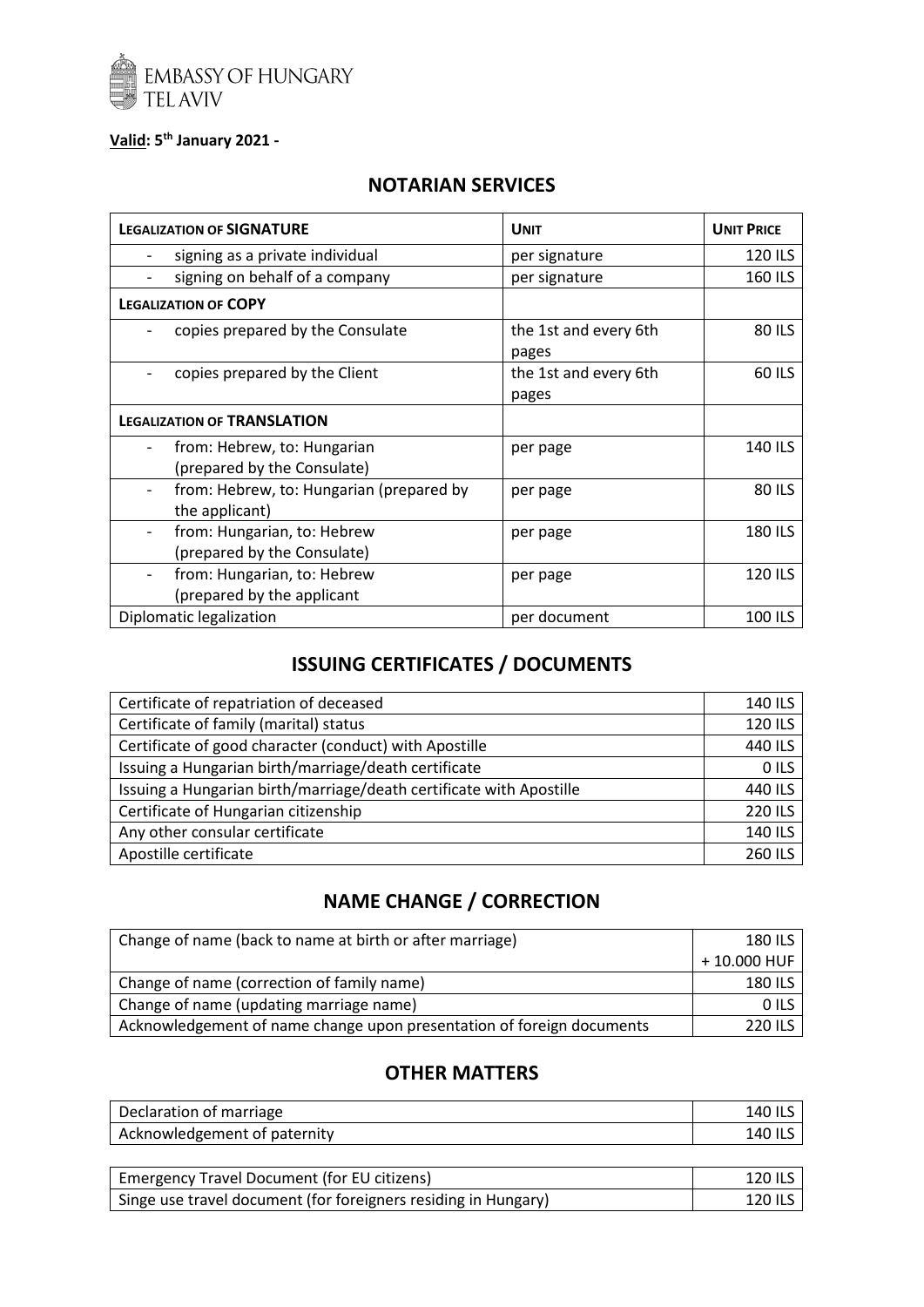EMBASSY OF HUNGARY
TEL AVIV

**<u>Valid</u>: 5th January 2021 -**

## NOTARIAN SERVICES

| **LEGALIZATION OF SIGNATURE** | **UNIT** | **UNIT PRICE** |
|---|---|---|
| - signing as a private individual | per signature | 120 ILS |
| - signing on behalf of a company | per signature | 160 ILS |
| **LEGALIZATION OF COPY** | | |
| - copies prepared by the Consulate | the 1st and every 6th pages | 80 ILS |
| - copies prepared by the Client | the 1st and every 6th pages | 60 ILS |
| **LEGALIZATION OF TRANSLATION** | | |
| - from: Hebrew, to: Hungarian (prepared by the Consulate) | per page | 140 ILS |
| - from: Hebrew, to: Hungarian (prepared by the applicant) | per page | 80 ILS |
| - from: Hungarian, to: Hebrew (prepared by the Consulate) | per page | 180 ILS |
| - from: Hungarian, to: Hebrew (prepared by the applicant | per page | 120 ILS |
| Diplomatic legalization | per document | 100 ILS |

## ISSUING CERTIFICATES / DOCUMENTS

| | |
|---|---|
| Certificate of repatriation of deceased | 140 ILS |
| Certificate of family (marital) status | 120 ILS |
| Certificate of good character (conduct) with Apostille | 440 ILS |
| Issuing a Hungarian birth/marriage/death certificate | 0 ILS |
| Issuing a Hungarian birth/marriage/death certificate with Apostille | 440 ILS |
| Certificate of Hungarian citizenship | 220 ILS |
| Any other consular certificate | 140 ILS |
| Apostille certificate | 260 ILS |

## NAME CHANGE / CORRECTION

| | |
|---|---|
| Change of name (back to name at birth or after marriage) | 180 ILS + 10.000 HUF |
| Change of name (correction of family name) | 180 ILS |
| Change of name (updating marriage name) | 0 ILS |
| Acknowledgement of name change upon presentation of foreign documents | 220 ILS |

## OTHER MATTERS

| | |
|---|---|
| Declaration of marriage | 140 ILS |
| Acknowledgement of paternity | 140 ILS |

| | |
|---|---|
| Emergency Travel Document (for EU citizens) | 120 ILS |
| Singe use travel document (for foreigners residing in Hungary) | 120 ILS |